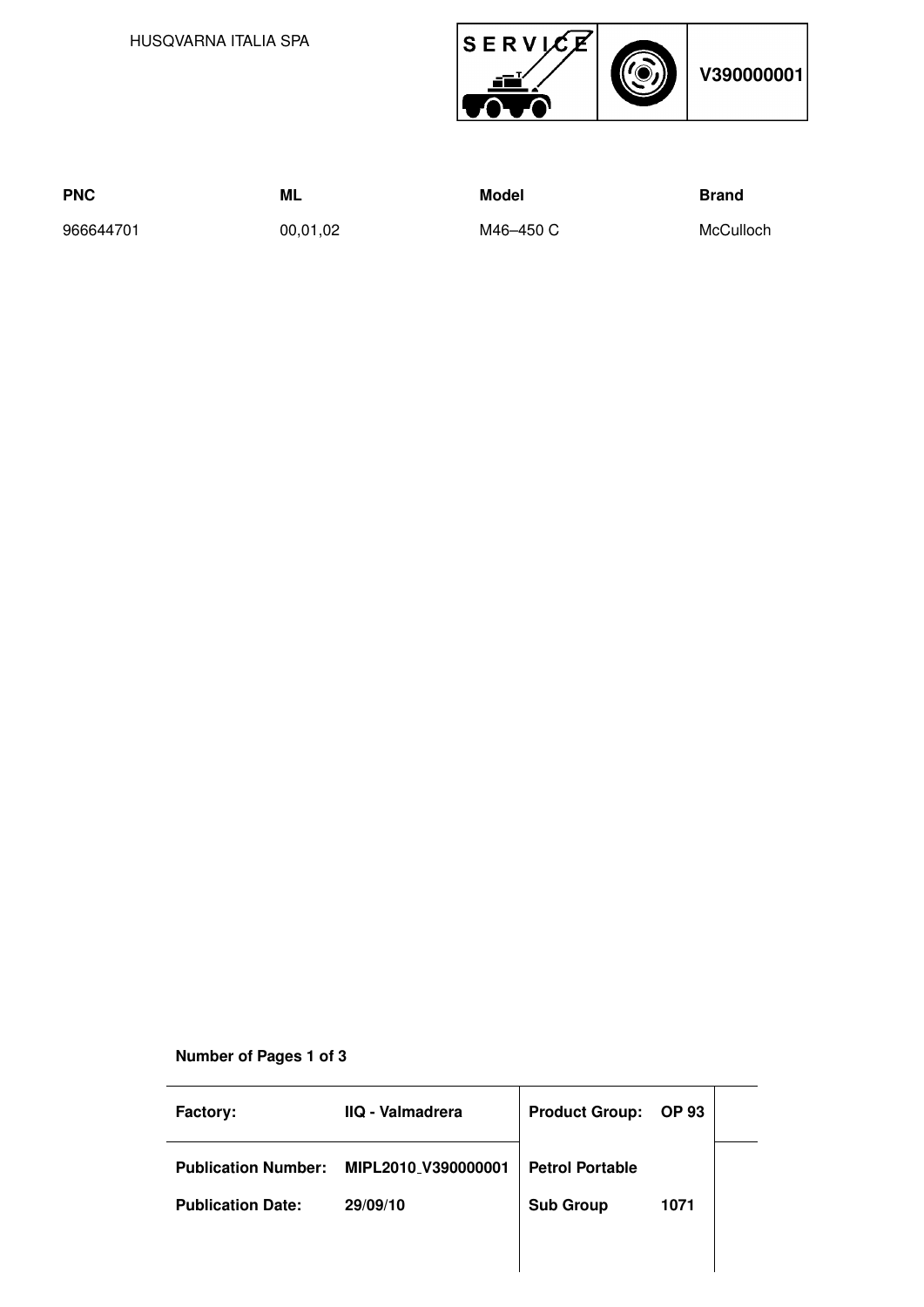HUSQVARNA ITALIA SPA

SERVICE

V390000001

| PNC | ML | Model | Brand |
|---|---|---|---|
| 966644701 | 00,01,02 | M46–450 C | McCulloch |

**Number of Pages 1 of 3**

| | | | |
|---|---|---|---|
| **Factory:** | **IIQ - Valmadrera** | **Product Group:** | **OP 93** |
| **Publication Number:** | **MIPL2010_V390000001** | **Petrol Portable** | |
| **Publication Date:** | **29/09/10** | **Sub Group** | **1071** |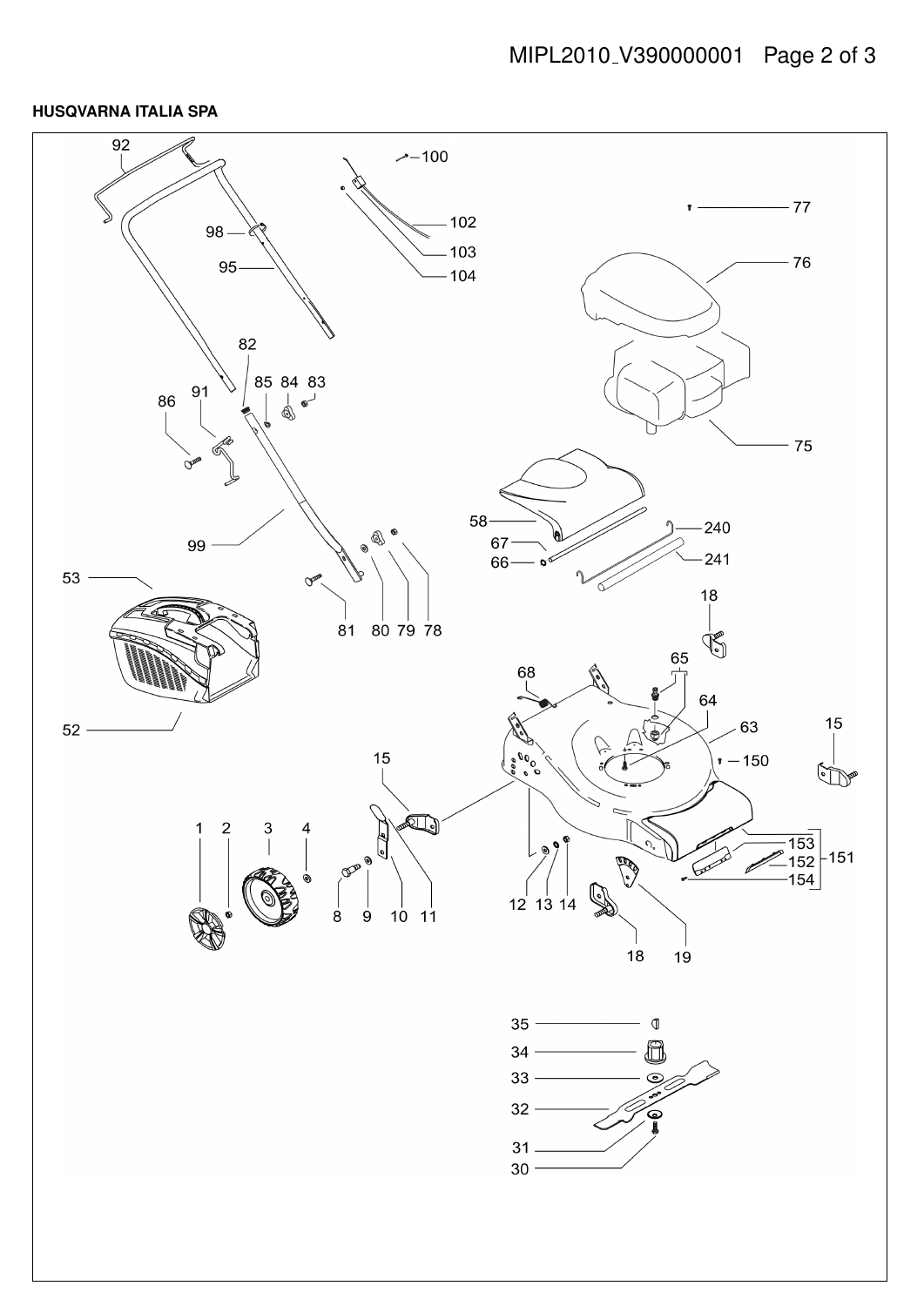**HUSQVARNA ITALIA SPA**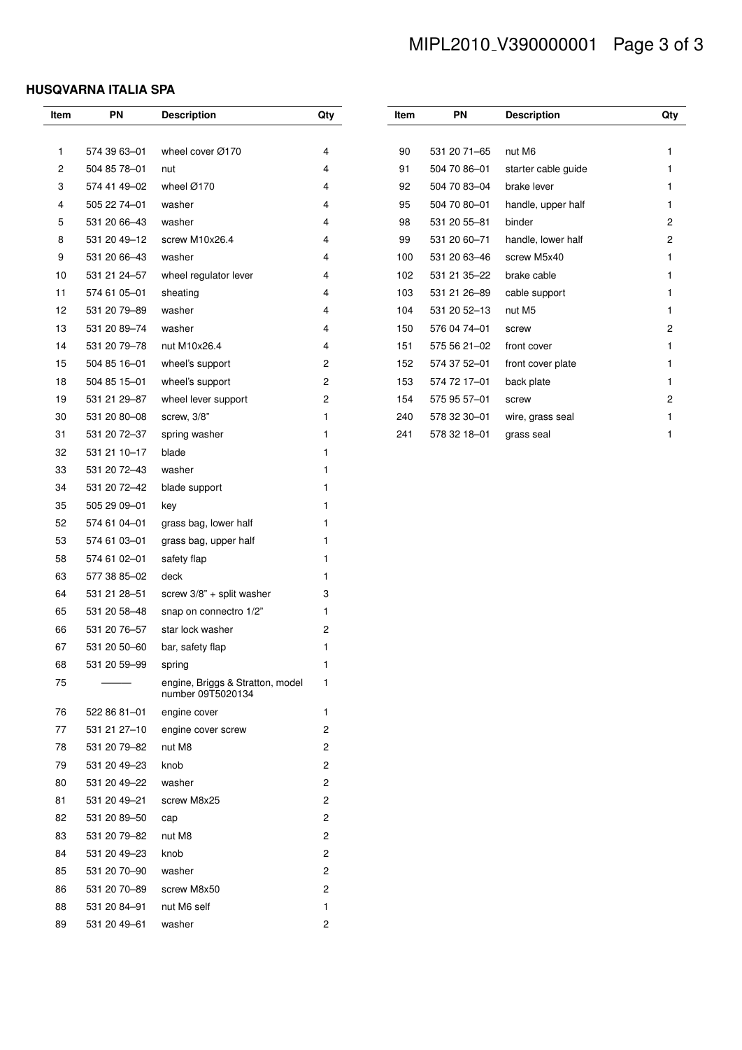**HUSQVARNA ITALIA SPA**

| Item | PN | Description | Qty |
|---|---|---|---|
| 1 | 574 39 63–01 | wheel cover Ø170 | 4 |
| 2 | 504 85 78–01 | nut | 4 |
| 3 | 574 41 49–02 | wheel Ø170 | 4 |
| 4 | 505 22 74–01 | washer | 4 |
| 5 | 531 20 66–43 | washer | 4 |
| 8 | 531 20 49–12 | screw M10x26.4 | 4 |
| 9 | 531 20 66–43 | washer | 4 |
| 10 | 531 21 24–57 | wheel regulator lever | 4 |
| 11 | 574 61 05–01 | sheating | 4 |
| 12 | 531 20 79–89 | washer | 4 |
| 13 | 531 20 89–74 | washer | 4 |
| 14 | 531 20 79–78 | nut M10x26.4 | 4 |
| 15 | 504 85 16–01 | wheel's support | 2 |
| 18 | 504 85 15–01 | wheel's support | 2 |
| 19 | 531 21 29–87 | wheel lever support | 2 |
| 30 | 531 20 80–08 | screw, 3/8" | 1 |
| 31 | 531 20 72–37 | spring washer | 1 |
| 32 | 531 21 10–17 | blade | 1 |
| 33 | 531 20 72–43 | washer | 1 |
| 34 | 531 20 72–42 | blade support | 1 |
| 35 | 505 29 09–01 | key | 1 |
| 52 | 574 61 04–01 | grass bag, lower half | 1 |
| 53 | 574 61 03–01 | grass bag, upper half | 1 |
| 58 | 574 61 02–01 | safety flap | 1 |
| 63 | 577 38 85–02 | deck | 1 |
| 64 | 531 21 28–51 | screw 3/8" + split washer | 3 |
| 65 | 531 20 58–48 | snap on connectro 1/2" | 1 |
| 66 | 531 20 76–57 | star lock washer | 2 |
| 67 | 531 20 50–60 | bar, safety flap | 1 |
| 68 | 531 20 59–99 | spring | 1 |
| 75 | ——— | engine, Briggs & Stratton, model number 09T5020134 | 1 |
| 76 | 522 86 81–01 | engine cover | 1 |
| 77 | 531 21 27–10 | engine cover screw | 2 |
| 78 | 531 20 79–82 | nut M8 | 2 |
| 79 | 531 20 49–23 | knob | 2 |
| 80 | 531 20 49–22 | washer | 2 |
| 81 | 531 20 49–21 | screw M8x25 | 2 |
| 82 | 531 20 89–50 | cap | 2 |
| 83 | 531 20 79–82 | nut M8 | 2 |
| 84 | 531 20 49–23 | knob | 2 |
| 85 | 531 20 70–90 | washer | 2 |
| 86 | 531 20 70–89 | screw M8x50 | 2 |
| 88 | 531 20 84–91 | nut M6 self | 1 |
| 89 | 531 20 49–61 | washer | 2 |
| 90 | 531 20 71–65 | nut M6 | 1 |
| 91 | 504 70 86–01 | starter cable guide | 1 |
| 92 | 504 70 83–04 | brake lever | 1 |
| 95 | 504 70 80–01 | handle, upper half | 1 |
| 98 | 531 20 55–81 | binder | 2 |
| 99 | 531 20 60–71 | handle, lower half | 2 |
| 100 | 531 20 63–46 | screw M5x40 | 1 |
| 102 | 531 21 35–22 | brake cable | 1 |
| 103 | 531 21 26–89 | cable support | 1 |
| 104 | 531 20 52–13 | nut M5 | 1 |
| 150 | 576 04 74–01 | screw | 2 |
| 151 | 575 56 21–02 | front cover | 1 |
| 152 | 574 37 52–01 | front cover plate | 1 |
| 153 | 574 72 17–01 | back plate | 1 |
| 154 | 575 95 57–01 | screw | 2 |
| 240 | 578 32 30–01 | wire, grass seal | 1 |
| 241 | 578 32 18–01 | grass seal | 1 |